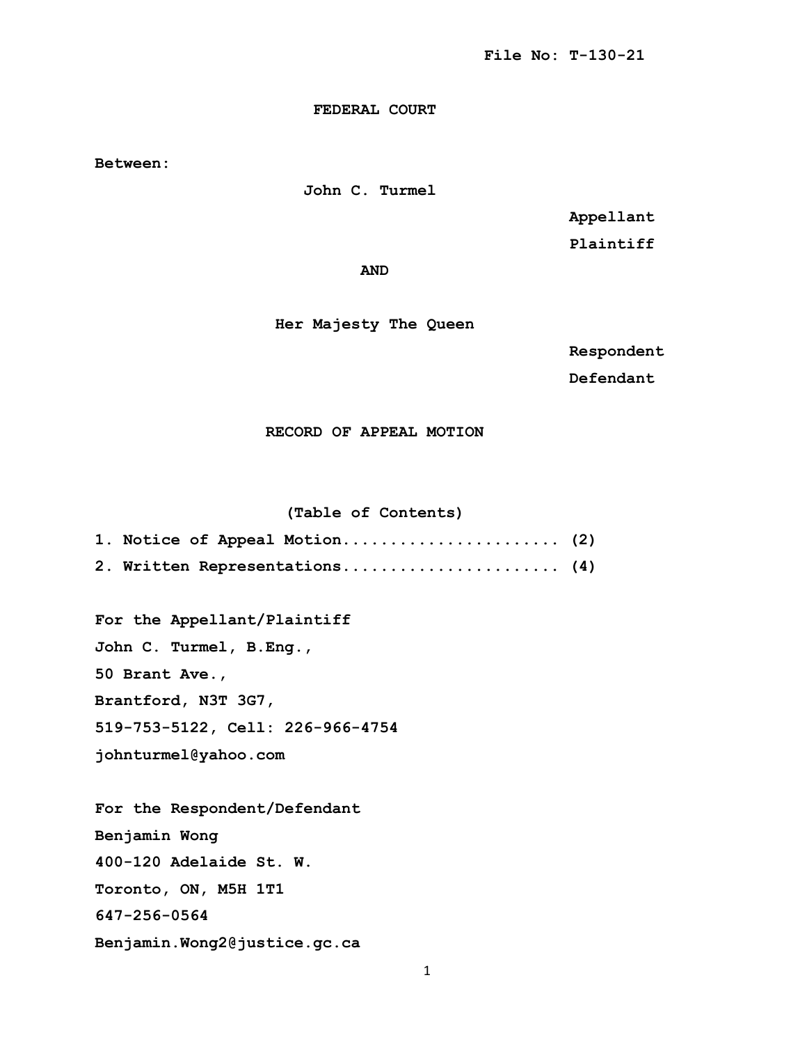File No: T-130-21

**FEDERAL COURT**

**Between:**

**John C. Turmel**

**Appellant**

**Plaintiff**

**AND**

**Her Majesty The Queen**

**Respondent**

**Defendant**

**RECORD OF APPEAL MOTION**

**(Table of Contents)**

**1. Notice of Appeal Motion...................... (2)**

**2. Written Representations...................... (4)**

**For the Appellant/Plaintiff**
**John C. Turmel, B.Eng.,**
**50 Brant Ave.,**
**Brantford, N3T 3G7,**
**519-753-5122, Cell: 226-966-4754**
**johnturmel@yahoo.com**

**For the Respondent/Defendant**
**Benjamin Wong**
**400-120 Adelaide St. W.**
**Toronto, ON, M5H 1T1**
**647-256-0564**
**Benjamin.Wong2@justice.gc.ca**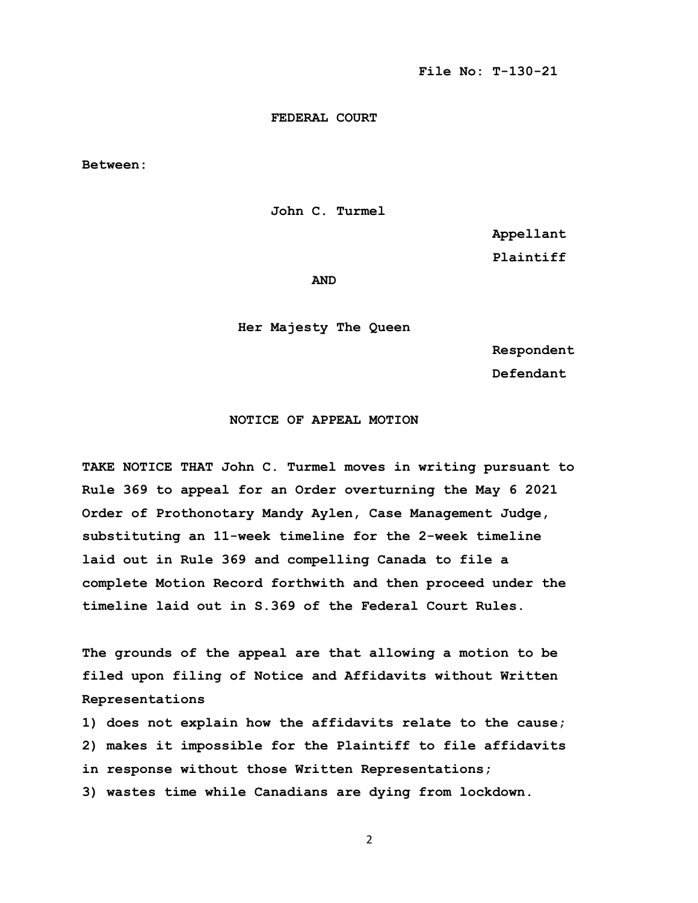**File No: T-130-21**

**FEDERAL COURT**

**Between:**

**John C. Turmel**

**Appellant**

**Plaintiff**

**AND**

**Her Majesty The Queen**

**Respondent**

**Defendant**

**NOTICE OF APPEAL MOTION**

**TAKE NOTICE THAT John C. Turmel moves in writing pursuant to Rule 369 to appeal for an Order overturning the May 6 2021 Order of Prothonotary Mandy Aylen, Case Management Judge, substituting an 11-week timeline for the 2-week timeline laid out in Rule 369 and compelling Canada to file a complete Motion Record forthwith and then proceed under the timeline laid out in S.369 of the Federal Court Rules.**

**The grounds of the appeal are that allowing a motion to be filed upon filing of Notice and Affidavits without Written Representations**

**1) does not explain how the affidavits relate to the cause;**

**2) makes it impossible for the Plaintiff to file affidavits in response without those Written Representations;**

**3) wastes time while Canadians are dying from lockdown.**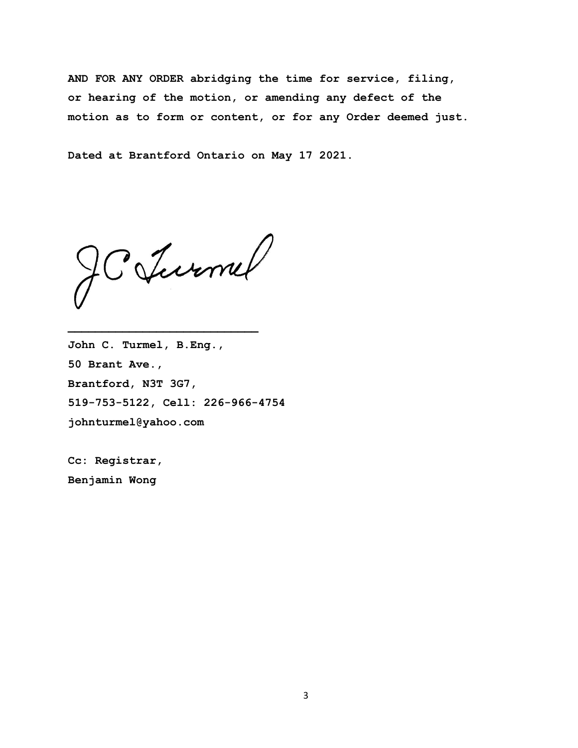**AND FOR ANY ORDER abridging the time for service, filing, or hearing of the motion, or amending any defect of the motion as to form or content, or for any Order deemed just.**

**Dated at Brantford Ontario on May 17 2021.**

JC Turmel

\_\_\_\_\_\_\_\_\_\_\_\_\_\_\_\_\_\_\_\_\_\_\_\_\_\_\_\_

**John C. Turmel, B.Eng.,**
**50 Brant Ave.,**
**Brantford, N3T 3G7,**
**519-753-5122, Cell: 226-966-4754**
**johnturmel@yahoo.com**

**Cc: Registrar,**
**Benjamin Wong**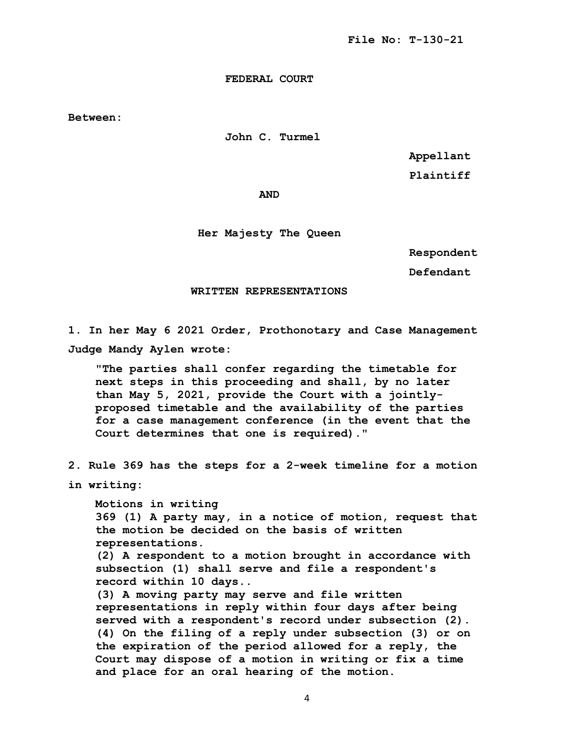**File No: T-130-21**

**FEDERAL COURT**

**Between:**

**John C. Turmel**

**Appellant**

**Plaintiff**

**AND**

**Her Majesty The Queen**

**Respondent**

**Defendant**

**WRITTEN REPRESENTATIONS**

**1. In her May 6 2021 Order, Prothonotary and Case Management Judge Mandy Aylen wrote:**

> **"The parties shall confer regarding the timetable for next steps in this proceeding and shall, by no later than May 5, 2021, provide the Court with a jointly-proposed timetable and the availability of the parties for a case management conference (in the event that the Court determines that one is required)."**

**2. Rule 369 has the steps for a 2-week timeline for a motion in writing:**

> **Motions in writing**
> **369 (1) A party may, in a notice of motion, request that the motion be decided on the basis of written representations.**
> **(2) A respondent to a motion brought in accordance with subsection (1) shall serve and file a respondent's record within 10 days..**
> **(3) A moving party may serve and file written representations in reply within four days after being served with a respondent's record under subsection (2).**
> **(4) On the filing of a reply under subsection (3) or on the expiration of the period allowed for a reply, the Court may dispose of a motion in writing or fix a time and place for an oral hearing of the motion.**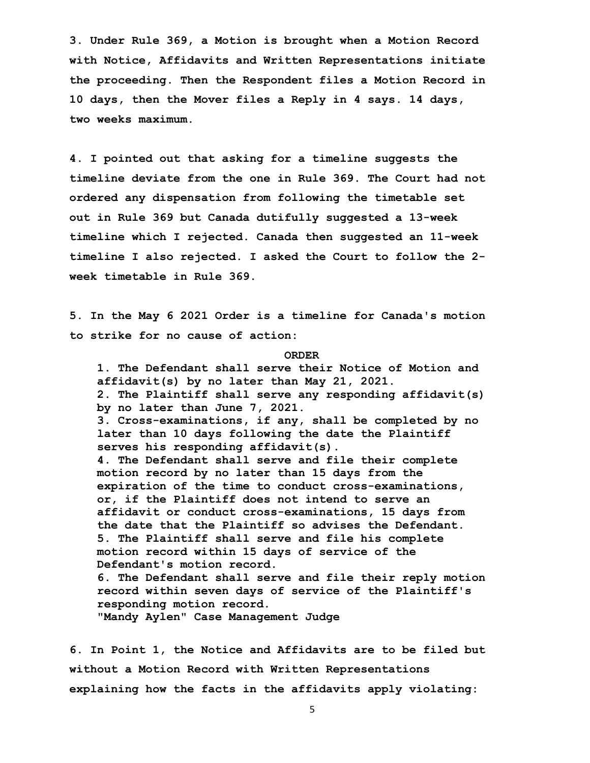**3. Under Rule 369, a Motion is brought when a Motion Record with Notice, Affidavits and Written Representations initiate the proceeding. Then the Respondent files a Motion Record in 10 days, then the Mover files a Reply in 4 says. 14 days, two weeks maximum.**

**4. I pointed out that asking for a timeline suggests the timeline deviate from the one in Rule 369. The Court had not ordered any dispensation from following the timetable set out in Rule 369 but Canada dutifully suggested a 13-week timeline which I rejected. Canada then suggested an 11-week timeline I also rejected. I asked the Court to follow the 2-week timetable in Rule 369.**

**5. In the May 6 2021 Order is a timeline for Canada's motion to strike for no cause of action:**

> **ORDER**
>
> **1. The Defendant shall serve their Notice of Motion and affidavit(s) by no later than May 21, 2021.**
> **2. The Plaintiff shall serve any responding affidavit(s) by no later than June 7, 2021.**
> **3. Cross-examinations, if any, shall be completed by no later than 10 days following the date the Plaintiff serves his responding affidavit(s).**
> **4. The Defendant shall serve and file their complete motion record by no later than 15 days from the expiration of the time to conduct cross-examinations, or, if the Plaintiff does not intend to serve an affidavit or conduct cross-examinations, 15 days from the date that the Plaintiff so advises the Defendant.**
> **5. The Plaintiff shall serve and file his complete motion record within 15 days of service of the Defendant's motion record.**
> **6. The Defendant shall serve and file their reply motion record within seven days of service of the Plaintiff's responding motion record.**
> **"Mandy Aylen" Case Management Judge**

**6. In Point 1, the Notice and Affidavits are to be filed but without a Motion Record with Written Representations explaining how the facts in the affidavits apply violating:**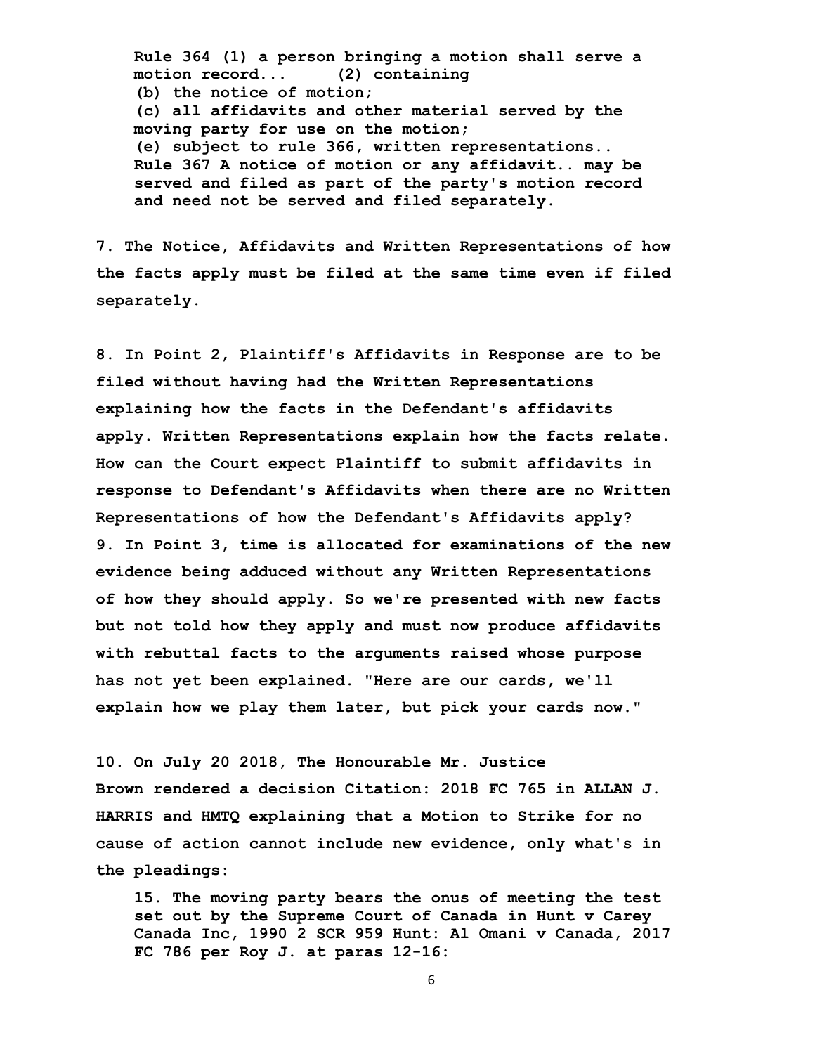> **Rule 364 (1) a person bringing a motion shall serve a motion record... (2) containing**
> **(b) the notice of motion;**
> **(c) all affidavits and other material served by the moving party for use on the motion;**
> **(e) subject to rule 366, written representations..**
> **Rule 367 A notice of motion or any affidavit.. may be served and filed as part of the party's motion record and need not be served and filed separately.**

**7. The Notice, Affidavits and Written Representations of how the facts apply must be filed at the same time even if filed separately.**

**8. In Point 2, Plaintiff's Affidavits in Response are to be filed without having had the Written Representations explaining how the facts in the Defendant's affidavits apply. Written Representations explain how the facts relate. How can the Court expect Plaintiff to submit affidavits in response to Defendant's Affidavits when there are no Written Representations of how the Defendant's Affidavits apply?**

**9. In Point 3, time is allocated for examinations of the new evidence being adduced without any Written Representations of how they should apply. So we're presented with new facts but not told how they apply and must now produce affidavits with rebuttal facts to the arguments raised whose purpose has not yet been explained. "Here are our cards, we'll explain how we play them later, but pick your cards now."**

**10. On July 20 2018, The Honourable Mr. Justice Brown rendered a decision Citation: 2018 FC 765 in ALLAN J. HARRIS and HMTQ explaining that a Motion to Strike for no cause of action cannot include new evidence, only what's in the pleadings:**

> **15. The moving party bears the onus of meeting the test set out by the Supreme Court of Canada in Hunt v Carey Canada Inc, 1990 2 SCR 959 Hunt: Al Omani v Canada, 2017 FC 786 per Roy J. at paras 12-16:**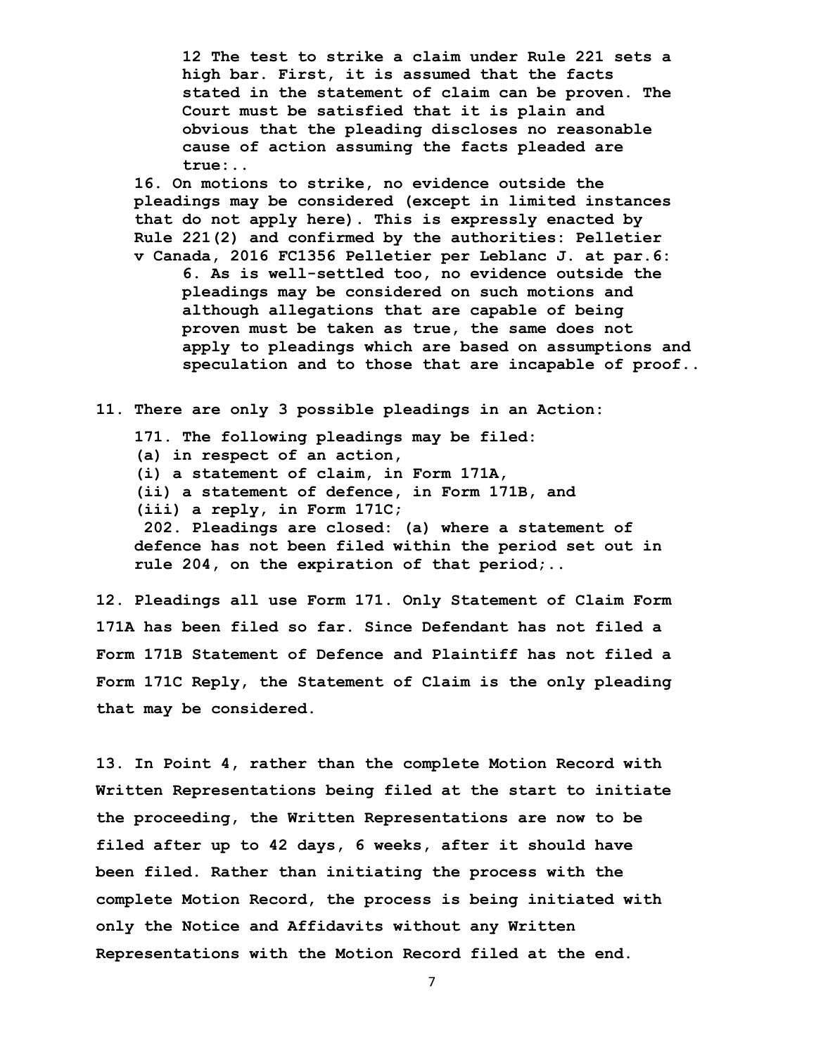> 12 The test to strike a claim under Rule 221 sets a high bar. First, it is assumed that the facts stated in the statement of claim can be proven. The Court must be satisfied that it is plain and obvious that the pleading discloses no reasonable cause of action assuming the facts pleaded are true:..

16. On motions to strike, no evidence outside the pleadings may be considered (except in limited instances that do not apply here). This is expressly enacted by Rule 221(2) and confirmed by the authorities: Pelletier v Canada, 2016 FC1356 Pelletier per Leblanc J. at par.6:

> 6. As is well-settled too, no evidence outside the pleadings may be considered on such motions and although allegations that are capable of being proven must be taken as true, the same does not apply to pleadings which are based on assumptions and speculation and to those that are incapable of proof..

11. There are only 3 possible pleadings in an Action:

> 171. The following pleadings may be filed:
> (a) in respect of an action,
> (i) a statement of claim, in Form 171A,
> (ii) a statement of defence, in Form 171B, and
> (iii) a reply, in Form 171C;
>
> 202. Pleadings are closed: (a) where a statement of defence has not been filed within the period set out in rule 204, on the expiration of that period;..

12. Pleadings all use Form 171. Only Statement of Claim Form 171A has been filed so far. Since Defendant has not filed a Form 171B Statement of Defence and Plaintiff has not filed a Form 171C Reply, the Statement of Claim is the only pleading that may be considered.

13. In Point 4, rather than the complete Motion Record with Written Representations being filed at the start to initiate the proceeding, the Written Representations are now to be filed after up to 42 days, 6 weeks, after it should have been filed. Rather than initiating the process with the complete Motion Record, the process is being initiated with only the Notice and Affidavits without any Written Representations with the Motion Record filed at the end.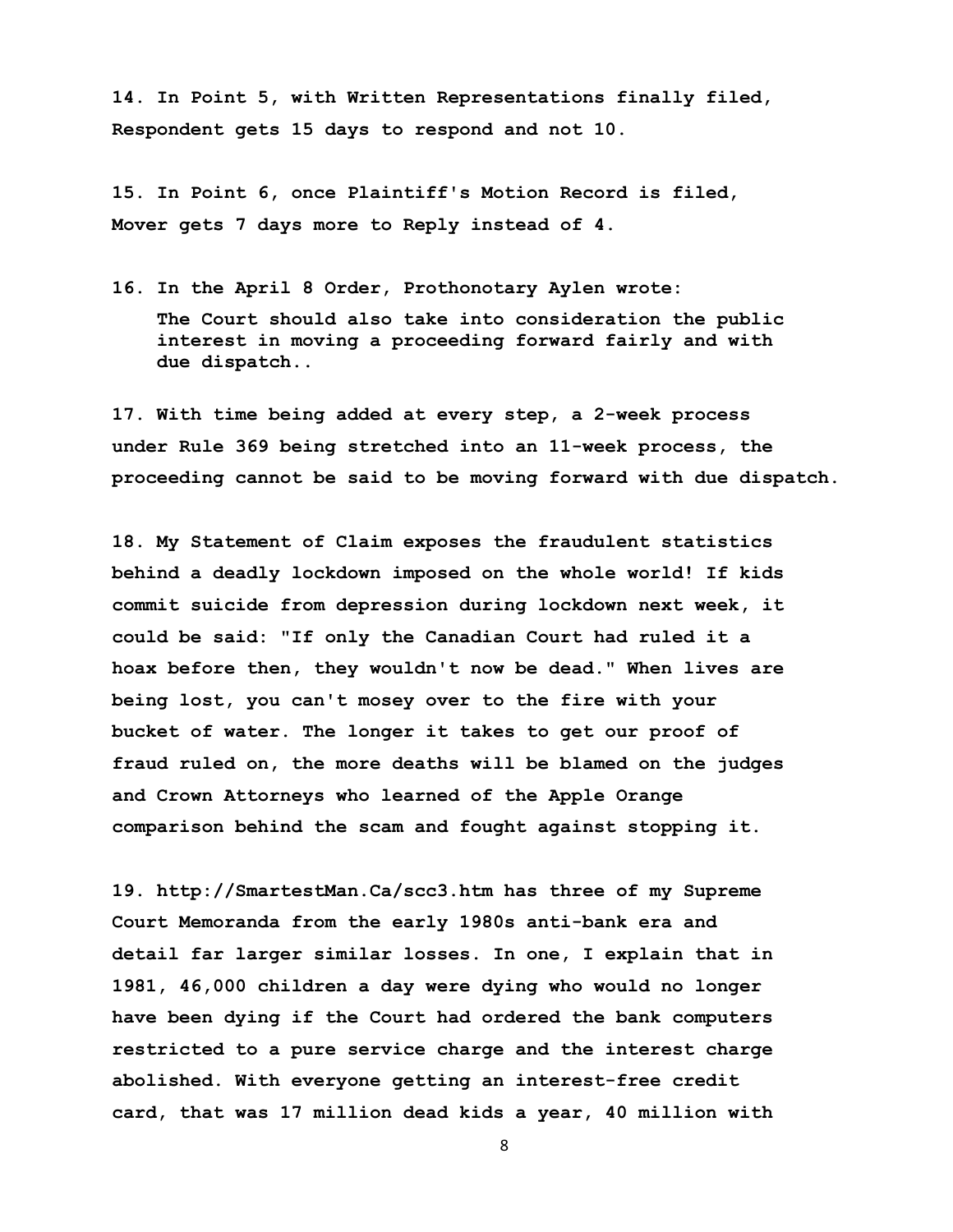**14. In Point 5, with Written Representations finally filed, Respondent gets 15 days to respond and not 10.**

**15. In Point 6, once Plaintiff's Motion Record is filed, Mover gets 7 days more to Reply instead of 4.**

**16. In the April 8 Order, Prothonotary Aylen wrote:**

> **The Court should also take into consideration the public interest in moving a proceeding forward fairly and with due dispatch..**

**17. With time being added at every step, a 2-week process under Rule 369 being stretched into an 11-week process, the proceeding cannot be said to be moving forward with due dispatch.**

**18. My Statement of Claim exposes the fraudulent statistics behind a deadly lockdown imposed on the whole world! If kids commit suicide from depression during lockdown next week, it could be said: "If only the Canadian Court had ruled it a hoax before then, they wouldn't now be dead." When lives are being lost, you can't mosey over to the fire with your bucket of water. The longer it takes to get our proof of fraud ruled on, the more deaths will be blamed on the judges and Crown Attorneys who learned of the Apple Orange comparison behind the scam and fought against stopping it.**

**19. http://SmartestMan.Ca/scc3.htm has three of my Supreme Court Memoranda from the early 1980s anti-bank era and detail far larger similar losses. In one, I explain that in 1981, 46,000 children a day were dying who would no longer have been dying if the Court had ordered the bank computers restricted to a pure service charge and the interest charge abolished. With everyone getting an interest-free credit card, that was 17 million dead kids a year, 40 million with**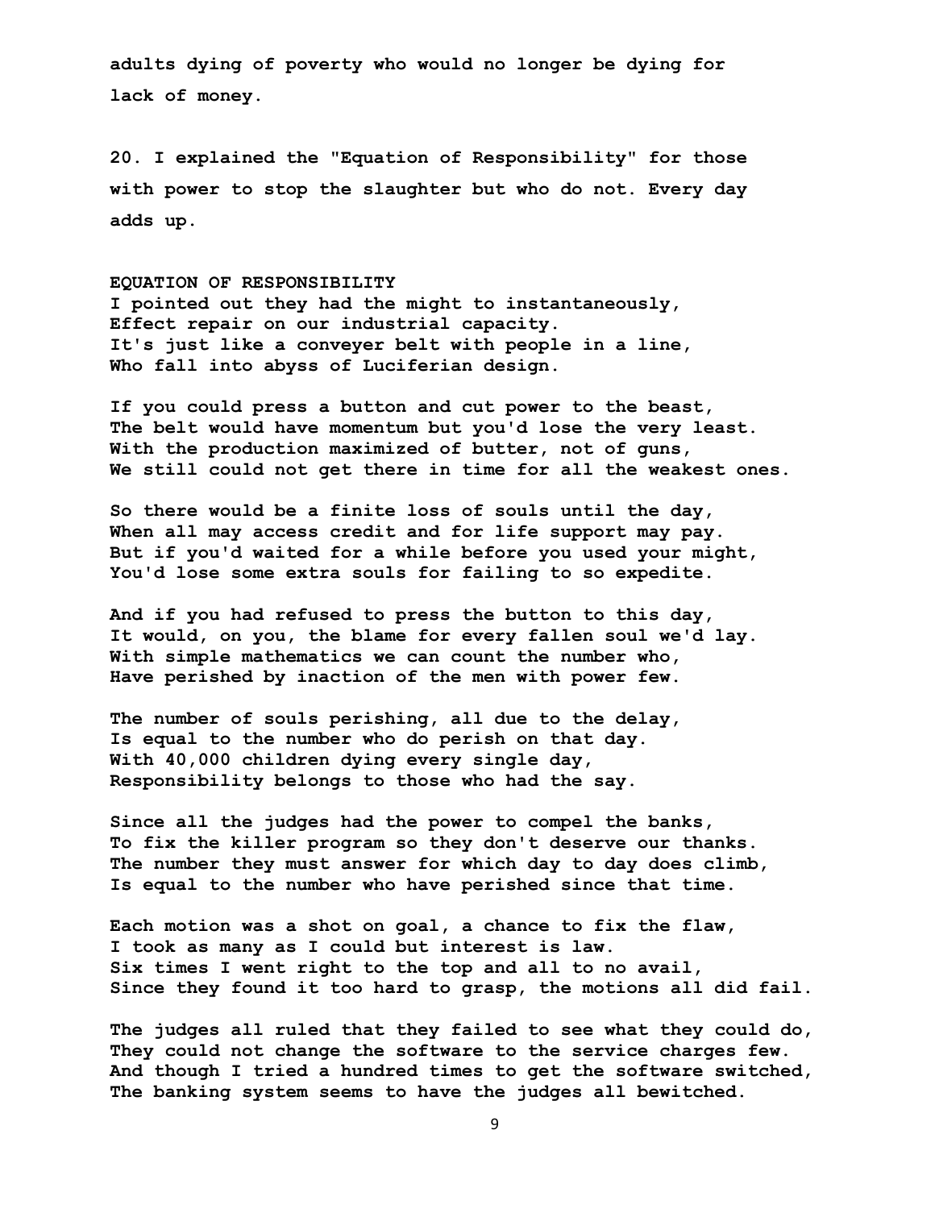**adults dying of poverty who would no longer be dying for lack of money.**

**20. I explained the "Equation of Responsibility" for those with power to stop the slaughter but who do not. Every day adds up.**

**EQUATION OF RESPONSIBILITY**
**I pointed out they had the might to instantaneously,**
**Effect repair on our industrial capacity.**
**It's just like a conveyer belt with people in a line,**
**Who fall into abyss of Luciferian design.**

**If you could press a button and cut power to the beast,**
**The belt would have momentum but you'd lose the very least.**
**With the production maximized of butter, not of guns,**
**We still could not get there in time for all the weakest ones.**

**So there would be a finite loss of souls until the day,**
**When all may access credit and for life support may pay.**
**But if you'd waited for a while before you used your might,**
**You'd lose some extra souls for failing to so expedite.**

**And if you had refused to press the button to this day,**
**It would, on you, the blame for every fallen soul we'd lay.**
**With simple mathematics we can count the number who,**
**Have perished by inaction of the men with power few.**

**The number of souls perishing, all due to the delay,**
**Is equal to the number who do perish on that day.**
**With 40,000 children dying every single day,**
**Responsibility belongs to those who had the say.**

**Since all the judges had the power to compel the banks,**
**To fix the killer program so they don't deserve our thanks.**
**The number they must answer for which day to day does climb,**
**Is equal to the number who have perished since that time.**

**Each motion was a shot on goal, a chance to fix the flaw,**
**I took as many as I could but interest is law.**
**Six times I went right to the top and all to no avail,**
**Since they found it too hard to grasp, the motions all did fail.**

**The judges all ruled that they failed to see what they could do,**
**They could not change the software to the service charges few.**
**And though I tried a hundred times to get the software switched,**
**The banking system seems to have the judges all bewitched.**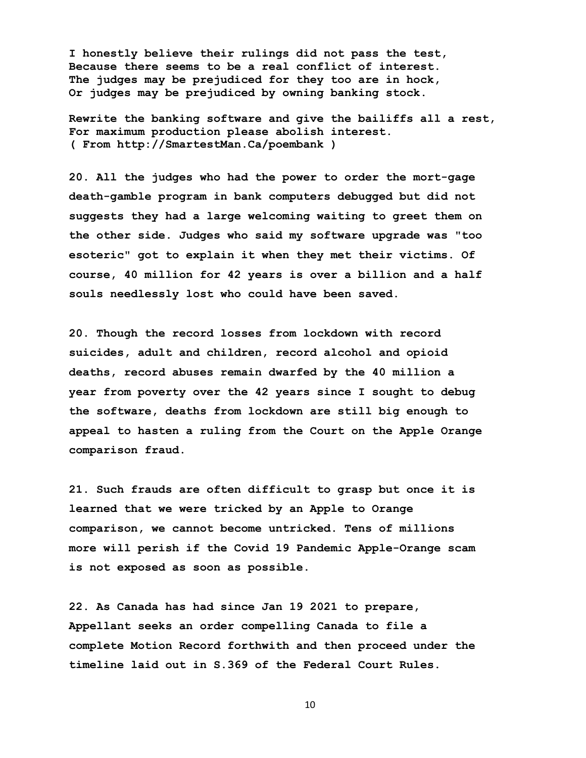**I honestly believe their rulings did not pass the test,**
**Because there seems to be a real conflict of interest.**
**The judges may be prejudiced for they too are in hock,**
**Or judges may be prejudiced by owning banking stock.**

**Rewrite the banking software and give the bailiffs all a rest,**
**For maximum production please abolish interest.**
**( From http://SmartestMan.Ca/poembank )**

**20. All the judges who had the power to order the mort-gage death-gamble program in bank computers debugged but did not suggests they had a large welcoming waiting to greet them on the other side. Judges who said my software upgrade was "too esoteric" got to explain it when they met their victims. Of course, 40 million for 42 years is over a billion and a half souls needlessly lost who could have been saved.**

**20. Though the record losses from lockdown with record suicides, adult and children, record alcohol and opioid deaths, record abuses remain dwarfed by the 40 million a year from poverty over the 42 years since I sought to debug the software, deaths from lockdown are still big enough to appeal to hasten a ruling from the Court on the Apple Orange comparison fraud.**

**21. Such frauds are often difficult to grasp but once it is learned that we were tricked by an Apple to Orange comparison, we cannot become untricked. Tens of millions more will perish if the Covid 19 Pandemic Apple-Orange scam is not exposed as soon as possible.**

**22. As Canada has had since Jan 19 2021 to prepare, Appellant seeks an order compelling Canada to file a complete Motion Record forthwith and then proceed under the timeline laid out in S.369 of the Federal Court Rules.**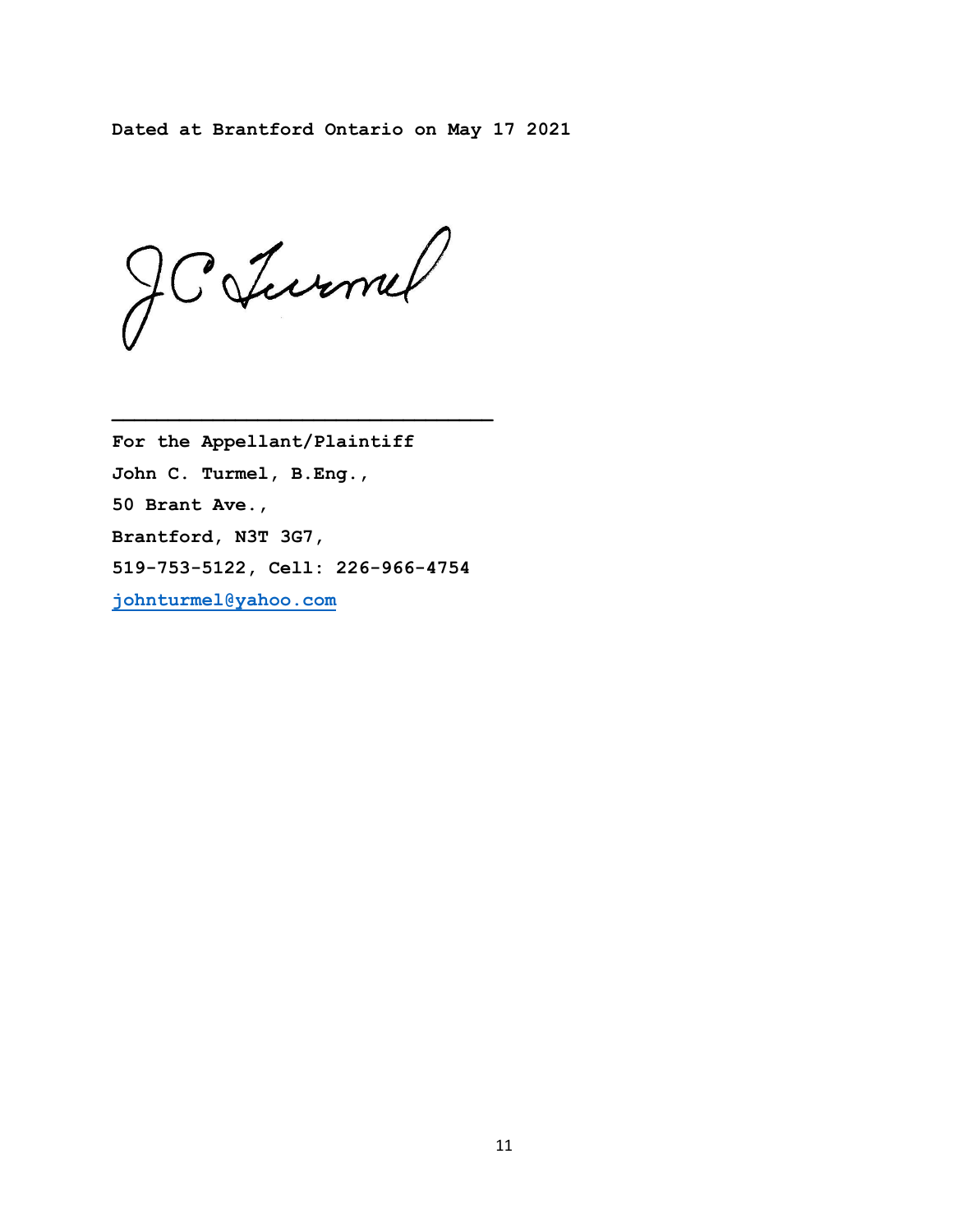**Dated at Brantford Ontario on May 17 2021**

_________________________________

**For the Appellant/Plaintiff**

**John C. Turmel, B.Eng.,**

**50 Brant Ave.,**

**Brantford, N3T 3G7,**

**519-753-5122, Cell: 226-966-4754**

**johnturmel@yahoo.com**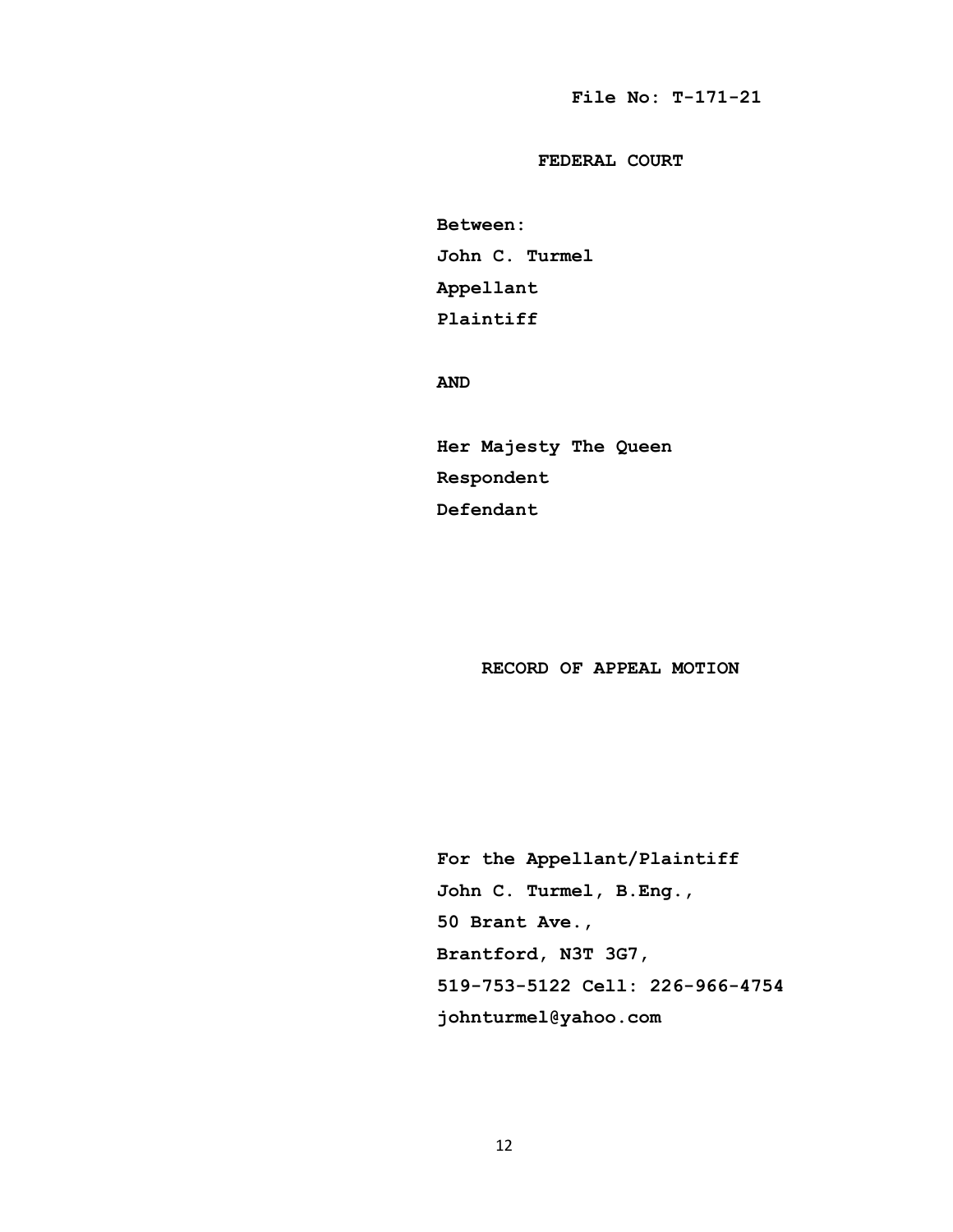**File No: T-171-21**

**FEDERAL COURT**

**Between:**

**John C. Turmel**

**Appellant**

**Plaintiff**

**AND**

**Her Majesty The Queen**

**Respondent**

**Defendant**

**RECORD OF APPEAL MOTION**

**For the Appellant/Plaintiff**

**John C. Turmel, B.Eng.,**

**50 Brant Ave.,**

**Brantford, N3T 3G7,**

**519-753-5122 Cell: 226-966-4754**

**johnturmel@yahoo.com**